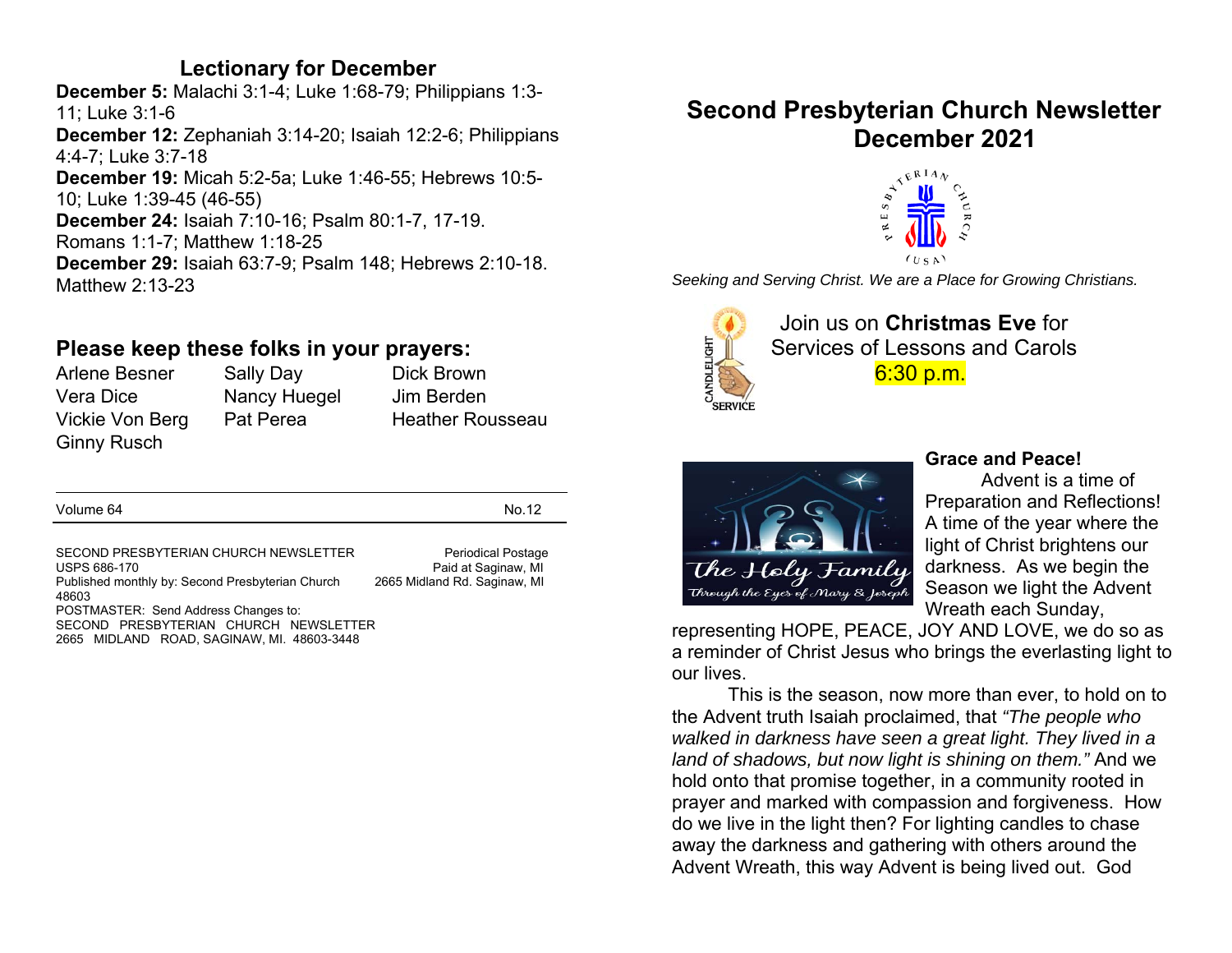## Lectionary for December

**December 5:** Malachi 3:1-4; Luke 1:68-79; Philippians 1:3-11; Luke 3:1-6
**December 12:** Zephaniah 3:14-20; Isaiah 12:2-6; Philippians 4:4-7; Luke 3:7-18
**December 19:** Micah 5:2-5a; Luke 1:46-55; Hebrews 10:5-10; Luke 1:39-45 (46-55)
**December 24:** Isaiah 7:10-16; Psalm 80:1-7, 17-19. Romans 1:1-7; Matthew 1:18-25
**December 29:** Isaiah 63:7-9; Psalm 148; Hebrews 2:10-18. Matthew 2:13-23

## Please keep these folks in your prayers:

| | | |
|---|---|---|
| Arlene Besner | Sally Day | Dick Brown |
| Vera Dice | Nancy Huegel | Jim Berden |
| Vickie Von Berg | Pat Perea | Heather Rousseau |
| Ginny Rusch | | |

Volume 64 No.12

SECOND PRESBYTERIAN CHURCH NEWSLETTER Periodical Postage
USPS 686-170 Paid at Saginaw, MI
Published monthly by: Second Presbyterian Church 2665 Midland Rd. Saginaw, MI 48603
POSTMASTER: Send Address Changes to:
SECOND PRESBYTERIAN CHURCH NEWSLETTER
2665 MIDLAND ROAD, SAGINAW, MI. 48603-3448

# Second Presbyterian Church Newsletter December 2021

PRESBYTERIAN CHURCH (USA)

*Seeking and Serving Christ. We are a Place for Growing Christians.*

CANDLELIGHT SERVICE

Join us on **Christmas Eve** for Services of Lessons and Carols
6:30 p.m.

The Holy Family
Through the Eyes of Mary & Joseph

**Grace and Peace!**

Advent is a time of Preparation and Reflections! A time of the year where the light of Christ brightens our darkness. As we begin the Season we light the Advent Wreath each Sunday, representing HOPE, PEACE, JOY AND LOVE, we do so as a reminder of Christ Jesus who brings the everlasting light to our lives.

This is the season, now more than ever, to hold on to the Advent truth Isaiah proclaimed, that *"The people who walked in darkness have seen a great light. They lived in a land of shadows, but now light is shining on them."* And we hold onto that promise together, in a community rooted in prayer and marked with compassion and forgiveness. How do we live in the light then? For lighting candles to chase away the darkness and gathering with others around the Advent Wreath, this way Advent is being lived out. God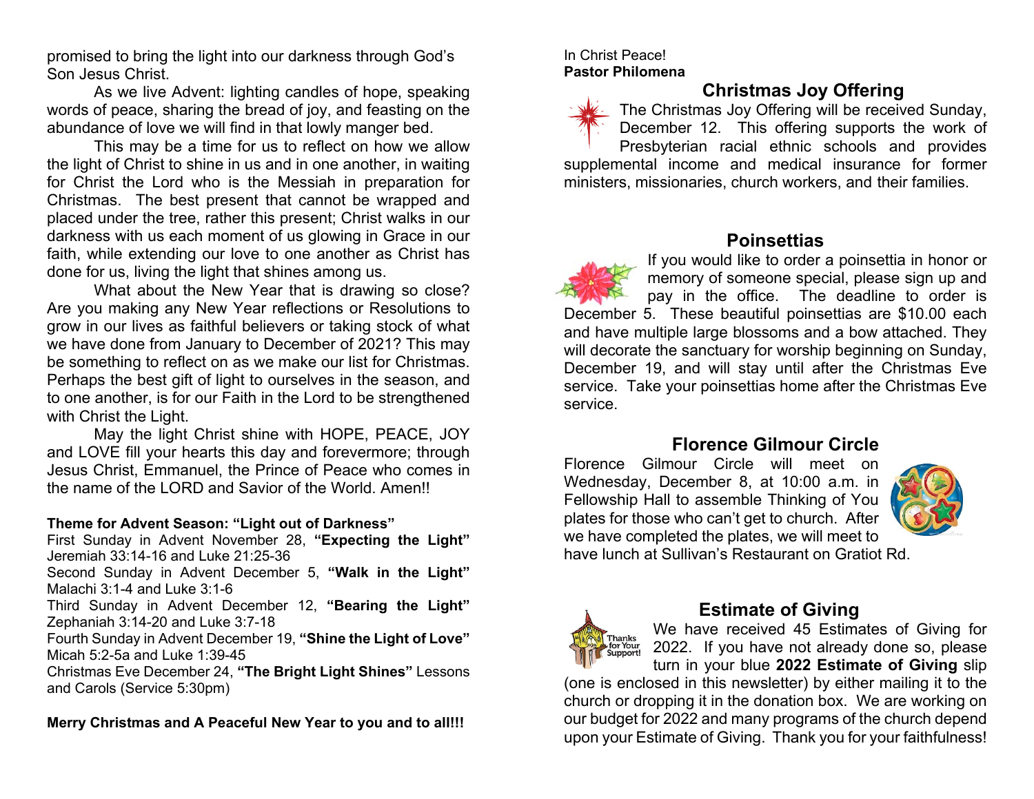promised to bring the light into our darkness through God's Son Jesus Christ.

As we live Advent: lighting candles of hope, speaking words of peace, sharing the bread of joy, and feasting on the abundance of love we will find in that lowly manger bed.

This may be a time for us to reflect on how we allow the light of Christ to shine in us and in one another, in waiting for Christ the Lord who is the Messiah in preparation for Christmas. The best present that cannot be wrapped and placed under the tree, rather this present; Christ walks in our darkness with us each moment of us glowing in Grace in our faith, while extending our love to one another as Christ has done for us, living the light that shines among us.

What about the New Year that is drawing so close? Are you making any New Year reflections or Resolutions to grow in our lives as faithful believers or taking stock of what we have done from January to December of 2021? This may be something to reflect on as we make our list for Christmas. Perhaps the best gift of light to ourselves in the season, and to one another, is for our Faith in the Lord to be strengthened with Christ the Light.

May the light Christ shine with HOPE, PEACE, JOY and LOVE fill your hearts this day and forevermore; through Jesus Christ, Emmanuel, the Prince of Peace who comes in the name of the LORD and Savior of the World. Amen!!

**Theme for Advent Season: "Light out of Darkness"**

First Sunday in Advent November 28, **"Expecting the Light"** Jeremiah 33:14-16 and Luke 21:25-36

Second Sunday in Advent December 5, **"Walk in the Light"** Malachi 3:1-4 and Luke 3:1-6

Third Sunday in Advent December 12, **"Bearing the Light"** Zephaniah 3:14-20 and Luke 3:7-18

Fourth Sunday in Advent December 19, **"Shine the Light of Love"** Micah 5:2-5a and Luke 1:39-45

Christmas Eve December 24, **"The Bright Light Shines"** Lessons and Carols (Service 5:30pm)

**Merry Christmas and A Peaceful New Year to you and to all!!!**

In Christ Peace!
**Pastor Philomena**

## Christmas Joy Offering

The Christmas Joy Offering will be received Sunday, December 12. This offering supports the work of Presbyterian racial ethnic schools and provides supplemental income and medical insurance for former ministers, missionaries, church workers, and their families.

## Poinsettias

If you would like to order a poinsettia in honor or memory of someone special, please sign up and pay in the office. The deadline to order is December 5. These beautiful poinsettias are $10.00 each and have multiple large blossoms and a bow attached. They will decorate the sanctuary for worship beginning on Sunday, December 19, and will stay until after the Christmas Eve service. Take your poinsettias home after the Christmas Eve service.

## Florence Gilmour Circle

Florence Gilmour Circle will meet on Wednesday, December 8, at 10:00 a.m. in Fellowship Hall to assemble Thinking of You plates for those who can't get to church. After we have completed the plates, we will meet to have lunch at Sullivan's Restaurant on Gratiot Rd.

## Estimate of Giving

We have received 45 Estimates of Giving for 2022. If you have not already done so, please turn in your blue **2022 Estimate of Giving** slip (one is enclosed in this newsletter) by either mailing it to the church or dropping it in the donation box. We are working on our budget for 2022 and many programs of the church depend upon your Estimate of Giving. Thank you for your faithfulness!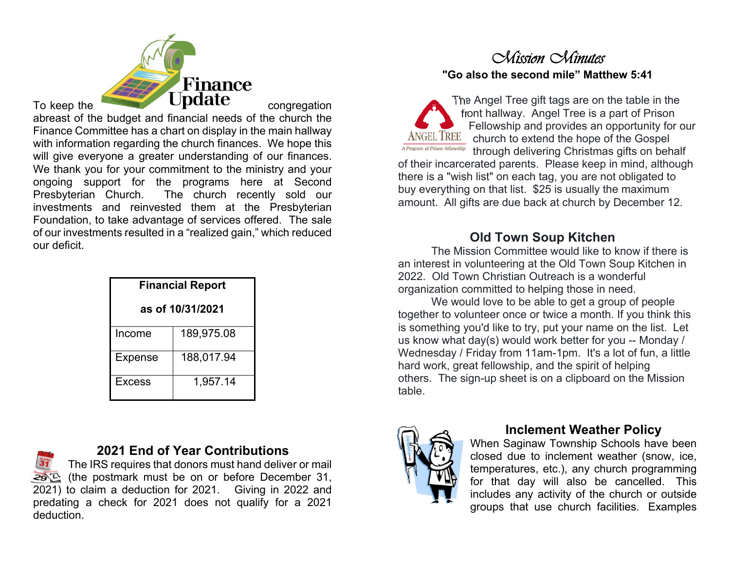## Finance Update

To keep the congregation abreast of the budget and financial needs of the church the Finance Committee has a chart on display in the main hallway with information regarding the church finances. We hope this will give everyone a greater understanding of our finances. We thank you for your commitment to the ministry and your ongoing support for the programs here at Second Presbyterian Church. The church recently sold our investments and reinvested them at the Presbyterian Foundation, to take advantage of services offered. The sale of our investments resulted in a "realized gain," which reduced our deficit.

| Financial Report as of 10/31/2021 | |
|---|---|
| Income | 189,975.08 |
| Expense | 188,017.94 |
| Excess | 1,957.14 |

## 2021 End of Year Contributions

The IRS requires that donors must hand deliver or mail (the postmark must be on or before December 31, 2021) to claim a deduction for 2021. Giving in 2022 and predating a check for 2021 does not qualify for a 2021 deduction.

# *Mission Minutes*

**"Go also the second mile" Matthew 5:41**

The Angel Tree gift tags are on the table in the front hallway. Angel Tree is a part of Prison Fellowship and provides an opportunity for our church to extend the hope of the Gospel through delivering Christmas gifts on behalf of their incarcerated parents. Please keep in mind, although there is a "wish list" on each tag, you are not obligated to buy everything on that list. $25 is usually the maximum amount. All gifts are due back at church by December 12.

## Old Town Soup Kitchen

The Mission Committee would like to know if there is an interest in volunteering at the Old Town Soup Kitchen in 2022. Old Town Christian Outreach is a wonderful organization committed to helping those in need.

We would love to be able to get a group of people together to volunteer once or twice a month. If you think this is something you'd like to try, put your name on the list. Let us know what day(s) would work better for you -- Monday / Wednesday / Friday from 11am-1pm. It's a lot of fun, a little hard work, great fellowship, and the spirit of helping others. The sign-up sheet is on a clipboard on the Mission table.

## Inclement Weather Policy

When Saginaw Township Schools have been closed due to inclement weather (snow, ice, temperatures, etc.), any church programming for that day will also be cancelled. This includes any activity of the church or outside groups that use church facilities. Examples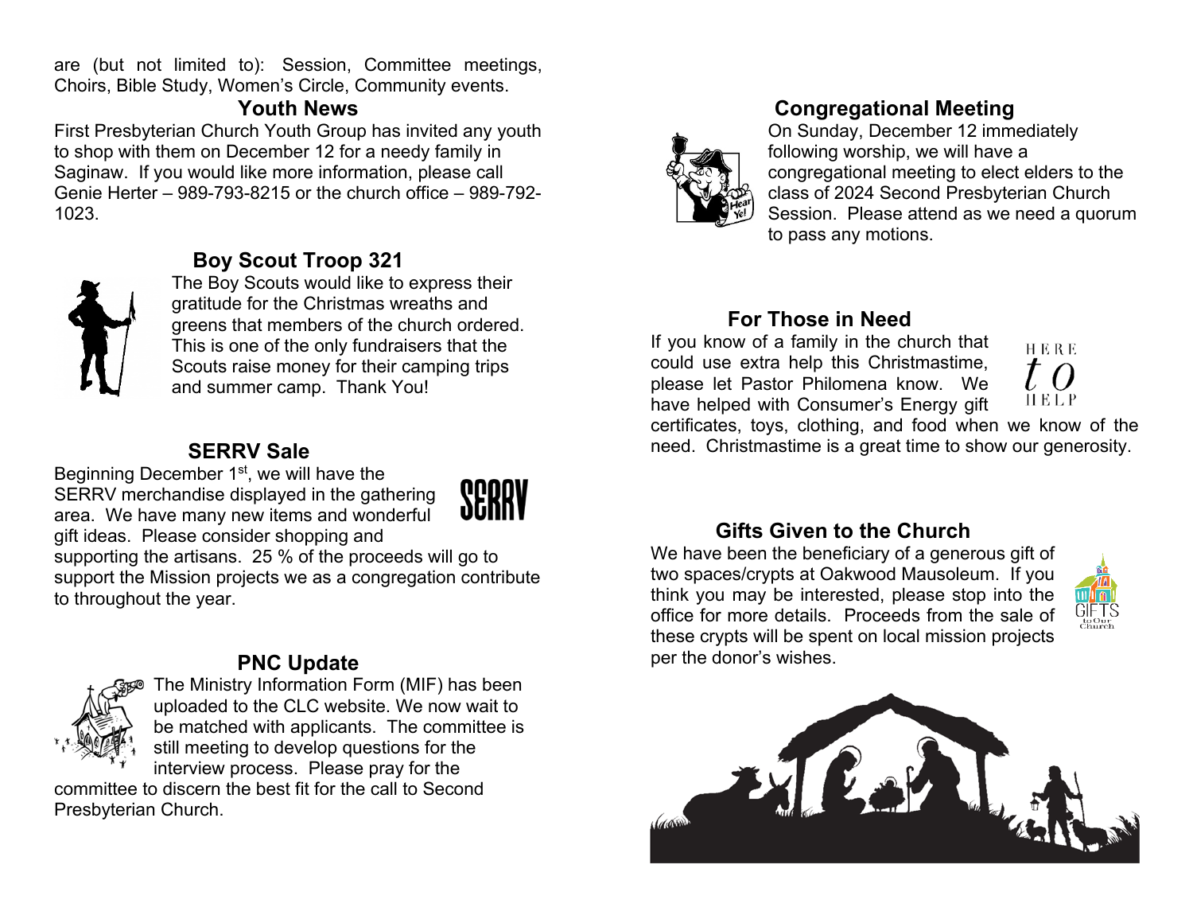are (but not limited to): Session, Committee meetings, Choirs, Bible Study, Women's Circle, Community events.

## Youth News

First Presbyterian Church Youth Group has invited any youth to shop with them on December 12 for a needy family in Saginaw. If you would like more information, please call Genie Herter – 989-793-8215 or the church office – 989-792-1023.

## Boy Scout Troop 321

The Boy Scouts would like to express their gratitude for the Christmas wreaths and greens that members of the church ordered. This is one of the only fundraisers that the Scouts raise money for their camping trips and summer camp. Thank You!

## SERRV Sale

Beginning December 1st, we will have the SERRV merchandise displayed in the gathering area. We have many new items and wonderful gift ideas. Please consider shopping and supporting the artisans. 25 % of the proceeds will go to support the Mission projects we as a congregation contribute to throughout the year.

## PNC Update

The Ministry Information Form (MIF) has been uploaded to the CLC website. We now wait to be matched with applicants. The committee is still meeting to develop questions for the interview process. Please pray for the committee to discern the best fit for the call to Second Presbyterian Church.

## Congregational Meeting

On Sunday, December 12 immediately following worship, we will have a congregational meeting to elect elders to the class of 2024 Second Presbyterian Church Session. Please attend as we need a quorum to pass any motions.

## For Those in Need

If you know of a family in the church that could use extra help this Christmastime, please let Pastor Philomena know. We have helped with Consumer's Energy gift certificates, toys, clothing, and food when we know of the need. Christmastime is a great time to show our generosity.

## Gifts Given to the Church

We have been the beneficiary of a generous gift of two spaces/crypts at Oakwood Mausoleum. If you think you may be interested, please stop into the office for more details. Proceeds from the sale of these crypts will be spent on local mission projects per the donor's wishes.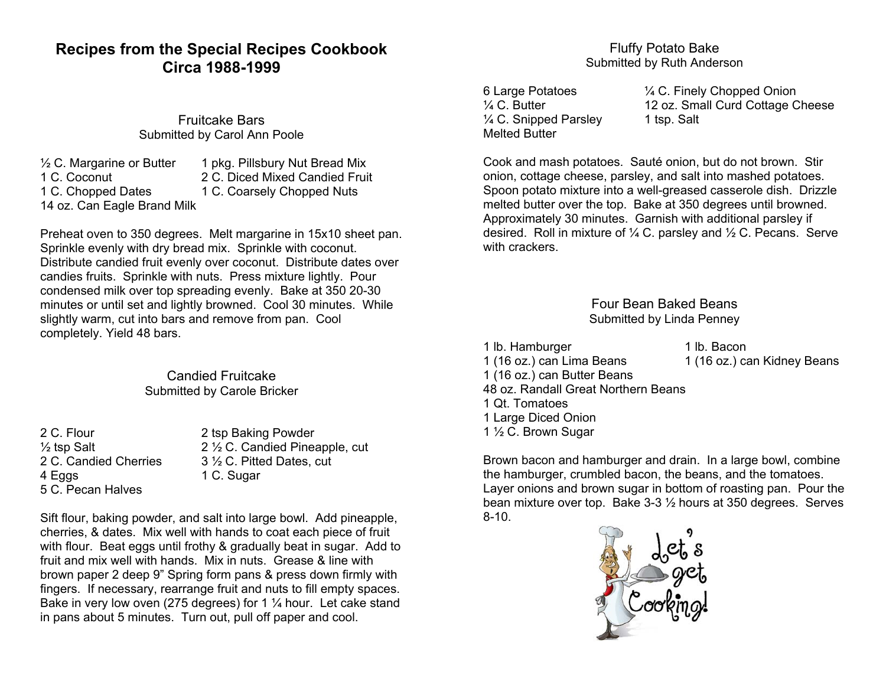# Recipes from the Special Recipes Cookbook Circa 1988-1999

## Fruitcake Bars

Submitted by Carol Ann Poole

½ C. Margarine or Butter
1 C. Coconut
1 C. Chopped Dates
14 oz. Can Eagle Brand Milk
1 pkg. Pillsbury Nut Bread Mix
2 C. Diced Mixed Candied Fruit
1 C. Coarsely Chopped Nuts

Preheat oven to 350 degrees. Melt margarine in 15x10 sheet pan. Sprinkle evenly with dry bread mix. Sprinkle with coconut. Distribute candied fruit evenly over coconut. Distribute dates over candies fruits. Sprinkle with nuts. Press mixture lightly. Pour condensed milk over top spreading evenly. Bake at 350 20-30 minutes or until set and lightly browned. Cool 30 minutes. While slightly warm, cut into bars and remove from pan. Cool completely. Yield 48 bars.

## Candied Fruitcake

Submitted by Carole Bricker

2 C. Flour
½ tsp Salt
2 C. Candied Cherries
4 Eggs
5 C. Pecan Halves
2 tsp Baking Powder
2 ½ C. Candied Pineapple, cut
3 ½ C. Pitted Dates, cut
1 C. Sugar

Sift flour, baking powder, and salt into large bowl. Add pineapple, cherries, & dates. Mix well with hands to coat each piece of fruit with flour. Beat eggs until frothy & gradually beat in sugar. Add to fruit and mix well with hands. Mix in nuts. Grease & line with brown paper 2 deep 9" Spring form pans & press down firmly with fingers. If necessary, rearrange fruit and nuts to fill empty spaces. Bake in very low oven (275 degrees) for 1 ¼ hour. Let cake stand in pans about 5 minutes. Turn out, pull off paper and cool.

## Fluffy Potato Bake

Submitted by Ruth Anderson

6 Large Potatoes
¼ C. Butter
¼ C. Snipped Parsley
Melted Butter
¼ C. Finely Chopped Onion
12 oz. Small Curd Cottage Cheese
1 tsp. Salt

Cook and mash potatoes. Sauté onion, but do not brown. Stir onion, cottage cheese, parsley, and salt into mashed potatoes. Spoon potato mixture into a well-greased casserole dish. Drizzle melted butter over the top. Bake at 350 degrees until browned. Approximately 30 minutes. Garnish with additional parsley if desired. Roll in mixture of ¼ C. parsley and ½ C. Pecans. Serve with crackers.

## Four Bean Baked Beans

Submitted by Linda Penney

1 lb. Hamburger
1 lb. Bacon
1 (16 oz.) can Lima Beans
1 (16 oz.) can Kidney Beans
1 (16 oz.) can Butter Beans
48 oz. Randall Great Northern Beans
1 Qt. Tomatoes
1 Large Diced Onion
1 ½ C. Brown Sugar

Brown bacon and hamburger and drain. In a large bowl, combine the hamburger, crumbled bacon, the beans, and the tomatoes. Layer onions and brown sugar in bottom of roasting pan. Pour the bean mixture over top. Bake 3-3 ½ hours at 350 degrees. Serves 8-10.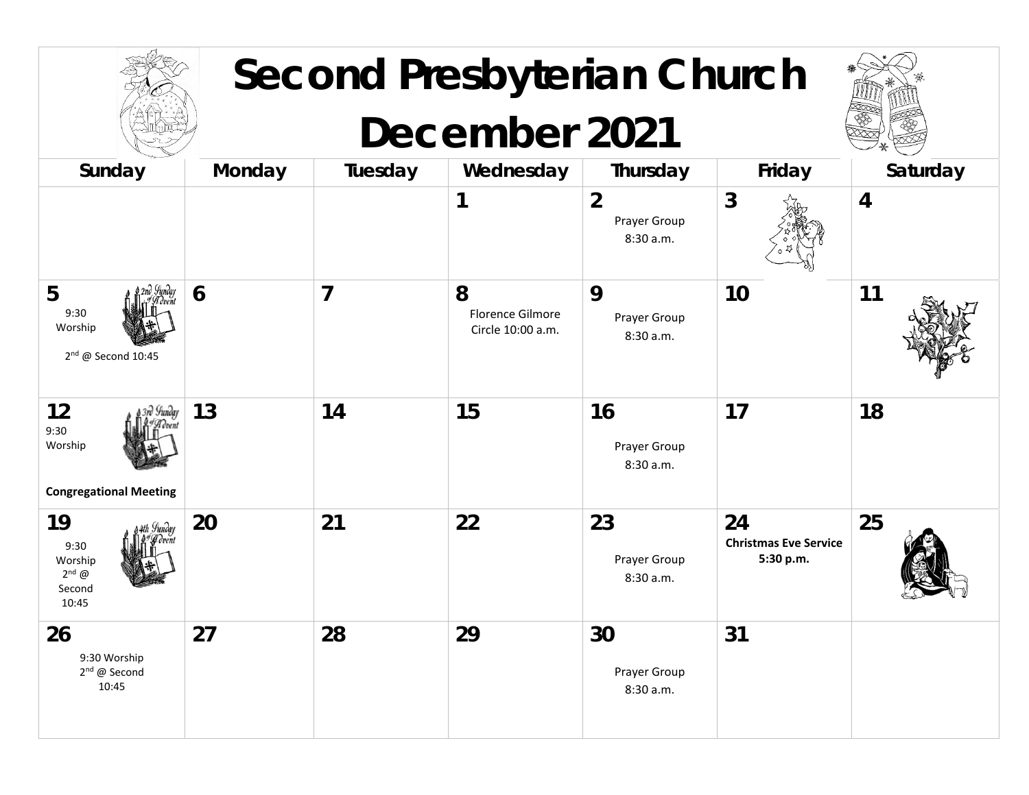# Second Presbyterian Church
# December 2021

| Sunday | Monday | Tuesday | Wednesday | Thursday | Friday | Saturday |
|---|---|---|---|---|---|---|
| | | | **1** | **2** Prayer Group 8:30 a.m. | **3** | **4** |
| **5** 9:30 Worship 2nd @ Second 10:45 | **6** | **7** | **8** Florence Gilmore Circle 10:00 a.m. | **9** Prayer Group 8:30 a.m. | **10** | **11** |
| **12** 9:30 Worship **Congregational Meeting** | **13** | **14** | **15** | **16** Prayer Group 8:30 a.m. | **17** | **18** |
| **19** 9:30 Worship 2nd @ Second 10:45 | **20** | **21** | **22** | **23** Prayer Group 8:30 a.m. | **24** **Christmas Eve Service 5:30 p.m.** | **25** |
| **26** 9:30 Worship 2nd @ Second 10:45 | **27** | **28** | **29** | **30** Prayer Group 8:30 a.m. | **31** | |